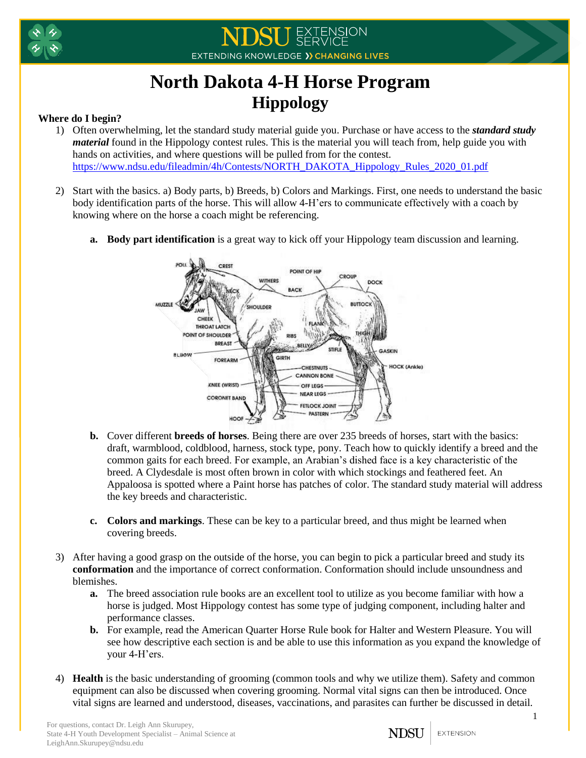# North Dakota 4-H Horse Program
## Hippology

**Where do I begin?**

1) Often overwhelming, let the standard study material guide you. Purchase or have access to the ***standard study material*** found in the Hippology contest rules. This is the material you will teach from, help guide you with hands on activities, and where questions will be pulled from for the contest. https://www.ndsu.edu/fileadmin/4h/Contests/NORTH_DAKOTA_Hippology_Rules_2020_01.pdf

2) Start with the basics. a) Body parts, b) Breeds, b) Colors and Markings. First, one needs to understand the basic body identification parts of the horse. This will allow 4-H'ers to communicate effectively with a coach by knowing where on the horse a coach might be referencing.

   a. **Body part identification** is a great way to kick off your Hippology team discussion and learning.

   b. Cover different **breeds of horses**. Being there are over 235 breeds of horses, start with the basics: draft, warmblood, coldblood, harness, stock type, pony. Teach how to quickly identify a breed and the common gaits for each breed. For example, an Arabian's dished face is a key characteristic of the breed. A Clydesdale is most often brown in color with which stockings and feathered feet. An Appaloosa is spotted where a Paint horse has patches of color. The standard study material will address the key breeds and characteristic.

   c. **Colors and markings**. These can be key to a particular breed, and thus might be learned when covering breeds.

3) After having a good grasp on the outside of the horse, you can begin to pick a particular breed and study its **conformation** and the importance of correct conformation. Conformation should include unsoundness and blemishes.

   a. The breed association rule books are an excellent tool to utilize as you become familiar with how a horse is judged. Most Hippology contest has some type of judging component, including halter and performance classes.

   b. For example, read the American Quarter Horse Rule book for Halter and Western Pleasure. You will see how descriptive each section is and be able to use this information as you expand the knowledge of your 4-H'ers.

4) **Health** is the basic understanding of grooming (common tools and why we utilize them). Safety and common equipment can also be discussed when covering grooming. Normal vital signs can then be introduced. Once vital signs are learned and understood, diseases, vaccinations, and parasites can further be discussed in detail.

For questions, contact Dr. Leigh Ann Skurupey,
State 4-H Youth Development Specialist – Animal Science at
LeighAnn.Skurupey@ndsu.edu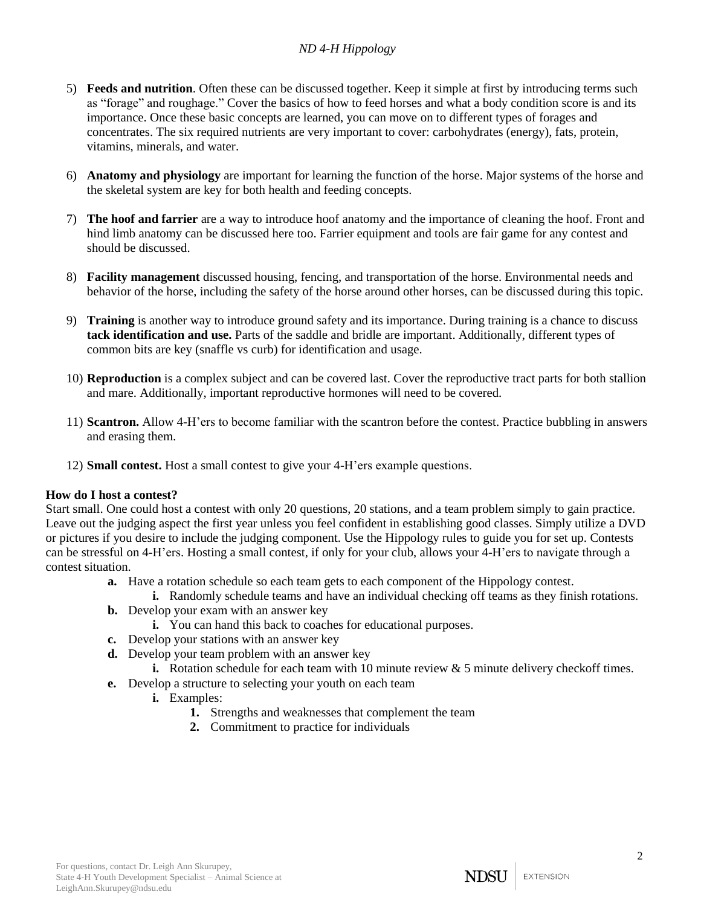5) **Feeds and nutrition**. Often these can be discussed together. Keep it simple at first by introducing terms such as "forage" and roughage." Cover the basics of how to feed horses and what a body condition score is and its importance. Once these basic concepts are learned, you can move on to different types of forages and concentrates. The six required nutrients are very important to cover: carbohydrates (energy), fats, protein, vitamins, minerals, and water.

6) **Anatomy and physiology** are important for learning the function of the horse. Major systems of the horse and the skeletal system are key for both health and feeding concepts.

7) **The hoof and farrier** are a way to introduce hoof anatomy and the importance of cleaning the hoof. Front and hind limb anatomy can be discussed here too. Farrier equipment and tools are fair game for any contest and should be discussed.

8) **Facility management** discussed housing, fencing, and transportation of the horse. Environmental needs and behavior of the horse, including the safety of the horse around other horses, can be discussed during this topic.

9) **Training** is another way to introduce ground safety and its importance. During training is a chance to discuss **tack identification and use.** Parts of the saddle and bridle are important. Additionally, different types of common bits are key (snaffle vs curb) for identification and usage.

10) **Reproduction** is a complex subject and can be covered last. Cover the reproductive tract parts for both stallion and mare. Additionally, important reproductive hormones will need to be covered.

11) **Scantron.** Allow 4-H'ers to become familiar with the scantron before the contest. Practice bubbling in answers and erasing them.

12) **Small contest.** Host a small contest to give your 4-H'ers example questions.

**How do I host a contest?**

Start small. One could host a contest with only 20 questions, 20 stations, and a team problem simply to gain practice. Leave out the judging aspect the first year unless you feel confident in establishing good classes. Simply utilize a DVD or pictures if you desire to include the judging component. Use the Hippology rules to guide you for set up. Contests can be stressful on 4-H'ers. Hosting a small contest, if only for your club, allows your 4-H'ers to navigate through a contest situation.

- **a.** Have a rotation schedule so each team gets to each component of the Hippology contest.
  - **i.** Randomly schedule teams and have an individual checking off teams as they finish rotations.
- **b.** Develop your exam with an answer key
  - **i.** You can hand this back to coaches for educational purposes.
- **c.** Develop your stations with an answer key
- **d.** Develop your team problem with an answer key
  - **i.** Rotation schedule for each team with 10 minute review & 5 minute delivery checkoff times.
- **e.** Develop a structure to selecting your youth on each team
  - **i.** Examples:
    - **1.** Strengths and weaknesses that complement the team
    - **2.** Commitment to practice for individuals

For questions, contact Dr. Leigh Ann Skurupey, State 4-H Youth Development Specialist – Animal Science at LeighAnn.Skurupey@ndsu.edu